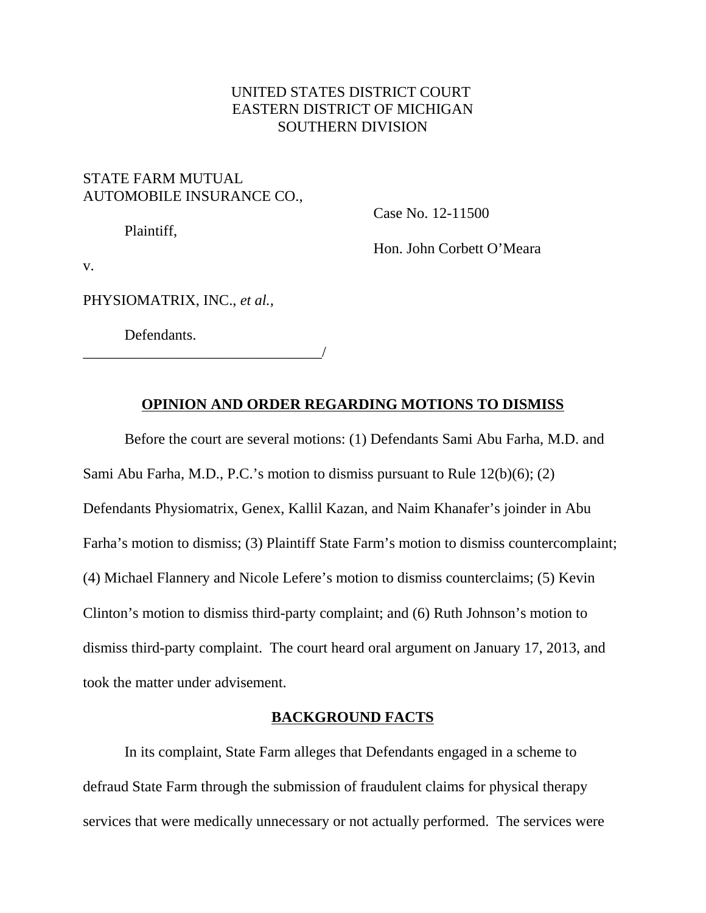UNITED STATES DISTRICT COURT
EASTERN DISTRICT OF MICHIGAN
SOUTHERN DIVISION

STATE FARM MUTUAL AUTOMOBILE INSURANCE CO.,

Plaintiff,

Case No. 12-11500

Hon. John Corbett O'Meara

v.

PHYSIOMATRIX, INC., *et al.*,

Defendants.
_________________________________/

## OPINION AND ORDER REGARDING MOTIONS TO DISMISS

Before the court are several motions: (1) Defendants Sami Abu Farha, M.D. and Sami Abu Farha, M.D., P.C.'s motion to dismiss pursuant to Rule 12(b)(6); (2) Defendants Physiomatrix, Genex, Kallil Kazan, and Naim Khanafer's joinder in Abu Farha's motion to dismiss; (3) Plaintiff State Farm's motion to dismiss countercomplaint; (4) Michael Flannery and Nicole Lefere's motion to dismiss counterclaims; (5) Kevin Clinton's motion to dismiss third-party complaint; and (6) Ruth Johnson's motion to dismiss third-party complaint. The court heard oral argument on January 17, 2013, and took the matter under advisement.

## BACKGROUND FACTS

In its complaint, State Farm alleges that Defendants engaged in a scheme to defraud State Farm through the submission of fraudulent claims for physical therapy services that were medically unnecessary or not actually performed. The services were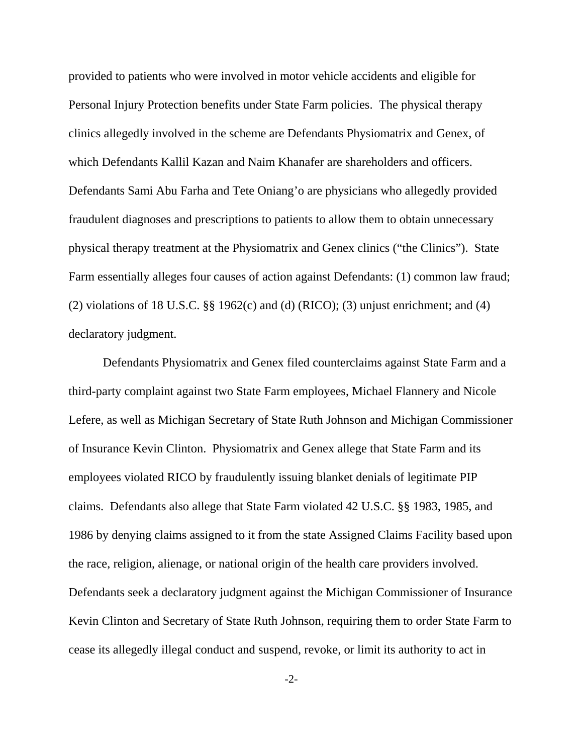provided to patients who were involved in motor vehicle accidents and eligible for Personal Injury Protection benefits under State Farm policies. The physical therapy clinics allegedly involved in the scheme are Defendants Physiomatrix and Genex, of which Defendants Kallil Kazan and Naim Khanafer are shareholders and officers. Defendants Sami Abu Farha and Tete Oniang'o are physicians who allegedly provided fraudulent diagnoses and prescriptions to patients to allow them to obtain unnecessary physical therapy treatment at the Physiomatrix and Genex clinics ("the Clinics"). State Farm essentially alleges four causes of action against Defendants: (1) common law fraud; (2) violations of 18 U.S.C. §§ 1962(c) and (d) (RICO); (3) unjust enrichment; and (4) declaratory judgment.

Defendants Physiomatrix and Genex filed counterclaims against State Farm and a third-party complaint against two State Farm employees, Michael Flannery and Nicole Lefere, as well as Michigan Secretary of State Ruth Johnson and Michigan Commissioner of Insurance Kevin Clinton. Physiomatrix and Genex allege that State Farm and its employees violated RICO by fraudulently issuing blanket denials of legitimate PIP claims. Defendants also allege that State Farm violated 42 U.S.C. §§ 1983, 1985, and 1986 by denying claims assigned to it from the state Assigned Claims Facility based upon the race, religion, alienage, or national origin of the health care providers involved. Defendants seek a declaratory judgment against the Michigan Commissioner of Insurance Kevin Clinton and Secretary of State Ruth Johnson, requiring them to order State Farm to cease its allegedly illegal conduct and suspend, revoke, or limit its authority to act in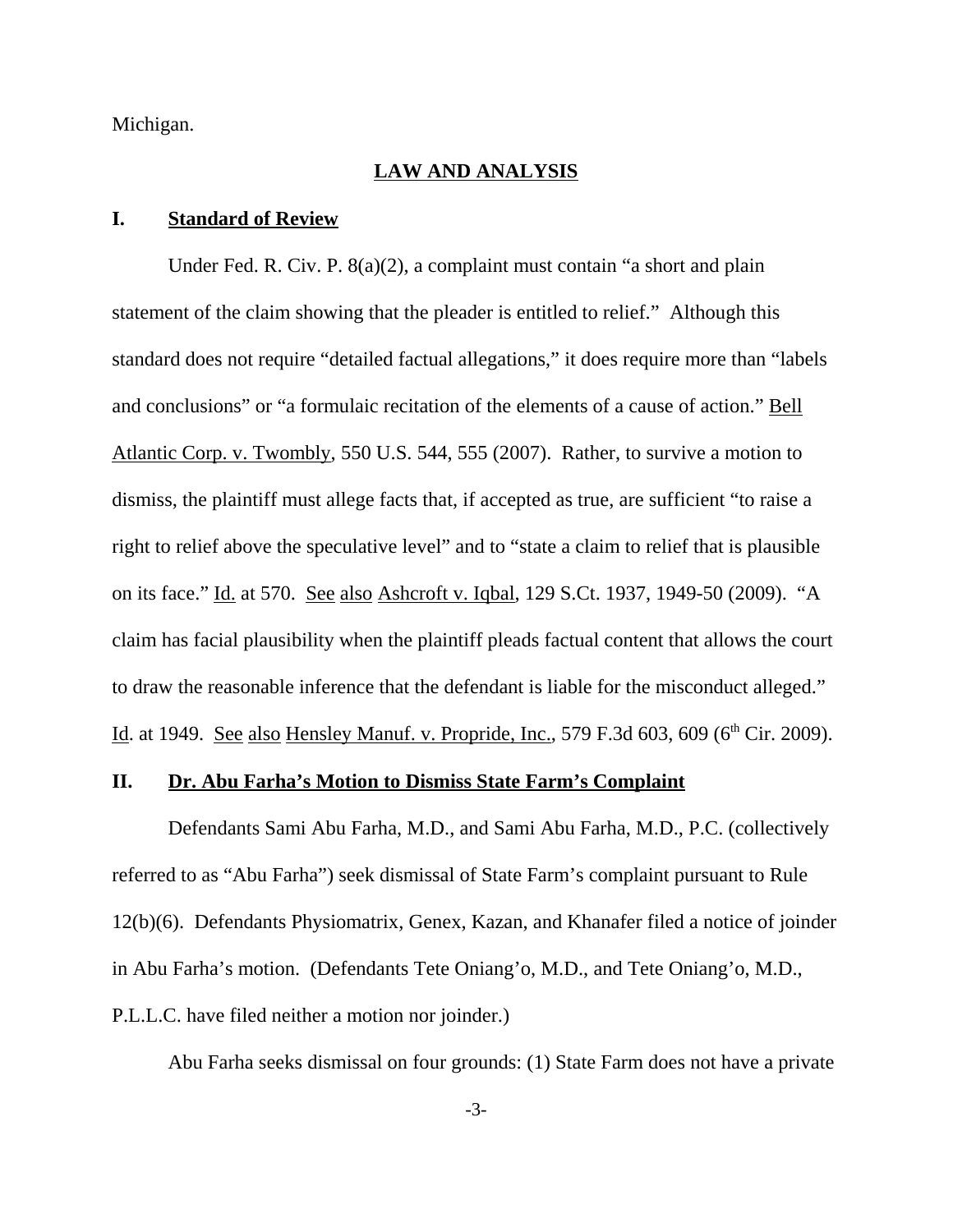Michigan.

## LAW AND ANALYSIS

### I. Standard of Review

Under Fed. R. Civ. P. 8(a)(2), a complaint must contain "a short and plain statement of the claim showing that the pleader is entitled to relief." Although this standard does not require "detailed factual allegations," it does require more than "labels and conclusions" or "a formulaic recitation of the elements of a cause of action." Bell Atlantic Corp. v. Twombly, 550 U.S. 544, 555 (2007). Rather, to survive a motion to dismiss, the plaintiff must allege facts that, if accepted as true, are sufficient "to raise a right to relief above the speculative level" and to "state a claim to relief that is plausible on its face." Id. at 570. See also Ashcroft v. Iqbal, 129 S.Ct. 1937, 1949-50 (2009). "A claim has facial plausibility when the plaintiff pleads factual content that allows the court to draw the reasonable inference that the defendant is liable for the misconduct alleged." Id. at 1949. See also Hensley Manuf. v. Propride, Inc., 579 F.3d 603, 609 (6th Cir. 2009).

### II. Dr. Abu Farha's Motion to Dismiss State Farm's Complaint

Defendants Sami Abu Farha, M.D., and Sami Abu Farha, M.D., P.C. (collectively referred to as "Abu Farha") seek dismissal of State Farm's complaint pursuant to Rule 12(b)(6). Defendants Physiomatrix, Genex, Kazan, and Khanafer filed a notice of joinder in Abu Farha's motion. (Defendants Tete Oniang'o, M.D., and Tete Oniang'o, M.D., P.L.L.C. have filed neither a motion nor joinder.)

Abu Farha seeks dismissal on four grounds: (1) State Farm does not have a private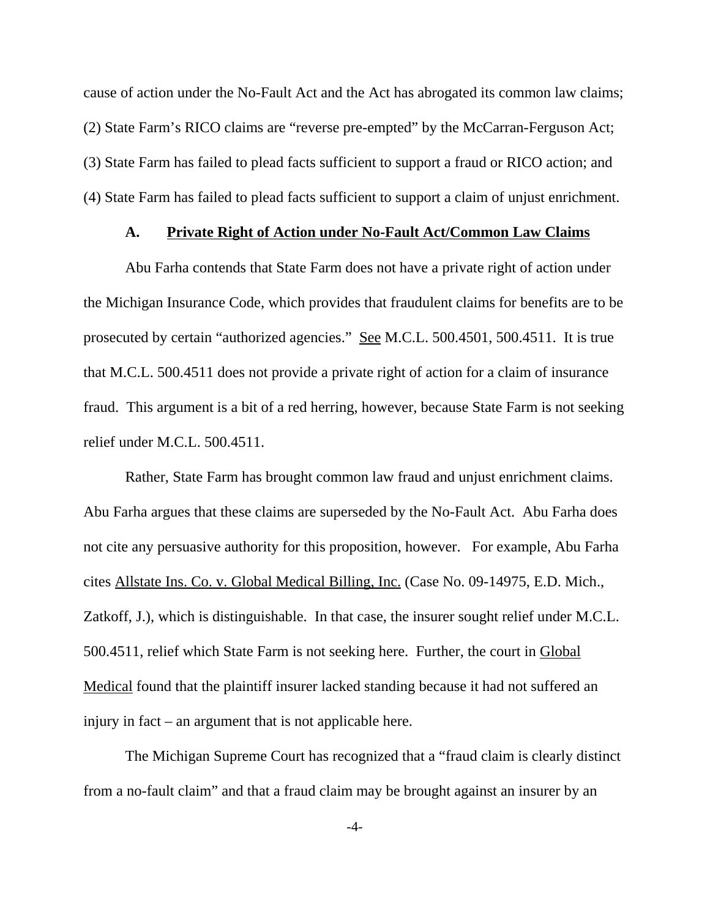cause of action under the No-Fault Act and the Act has abrogated its common law claims; (2) State Farm's RICO claims are "reverse pre-empted" by the McCarran-Ferguson Act; (3) State Farm has failed to plead facts sufficient to support a fraud or RICO action; and (4) State Farm has failed to plead facts sufficient to support a claim of unjust enrichment.

### A. Private Right of Action under No-Fault Act/Common Law Claims

Abu Farha contends that State Farm does not have a private right of action under the Michigan Insurance Code, which provides that fraudulent claims for benefits are to be prosecuted by certain "authorized agencies." See M.C.L. 500.4501, 500.4511. It is true that M.C.L. 500.4511 does not provide a private right of action for a claim of insurance fraud. This argument is a bit of a red herring, however, because State Farm is not seeking relief under M.C.L. 500.4511.

Rather, State Farm has brought common law fraud and unjust enrichment claims. Abu Farha argues that these claims are superseded by the No-Fault Act. Abu Farha does not cite any persuasive authority for this proposition, however. For example, Abu Farha cites Allstate Ins. Co. v. Global Medical Billing, Inc. (Case No. 09-14975, E.D. Mich., Zatkoff, J.), which is distinguishable. In that case, the insurer sought relief under M.C.L. 500.4511, relief which State Farm is not seeking here. Further, the court in Global Medical found that the plaintiff insurer lacked standing because it had not suffered an injury in fact – an argument that is not applicable here.

The Michigan Supreme Court has recognized that a "fraud claim is clearly distinct from a no-fault claim" and that a fraud claim may be brought against an insurer by an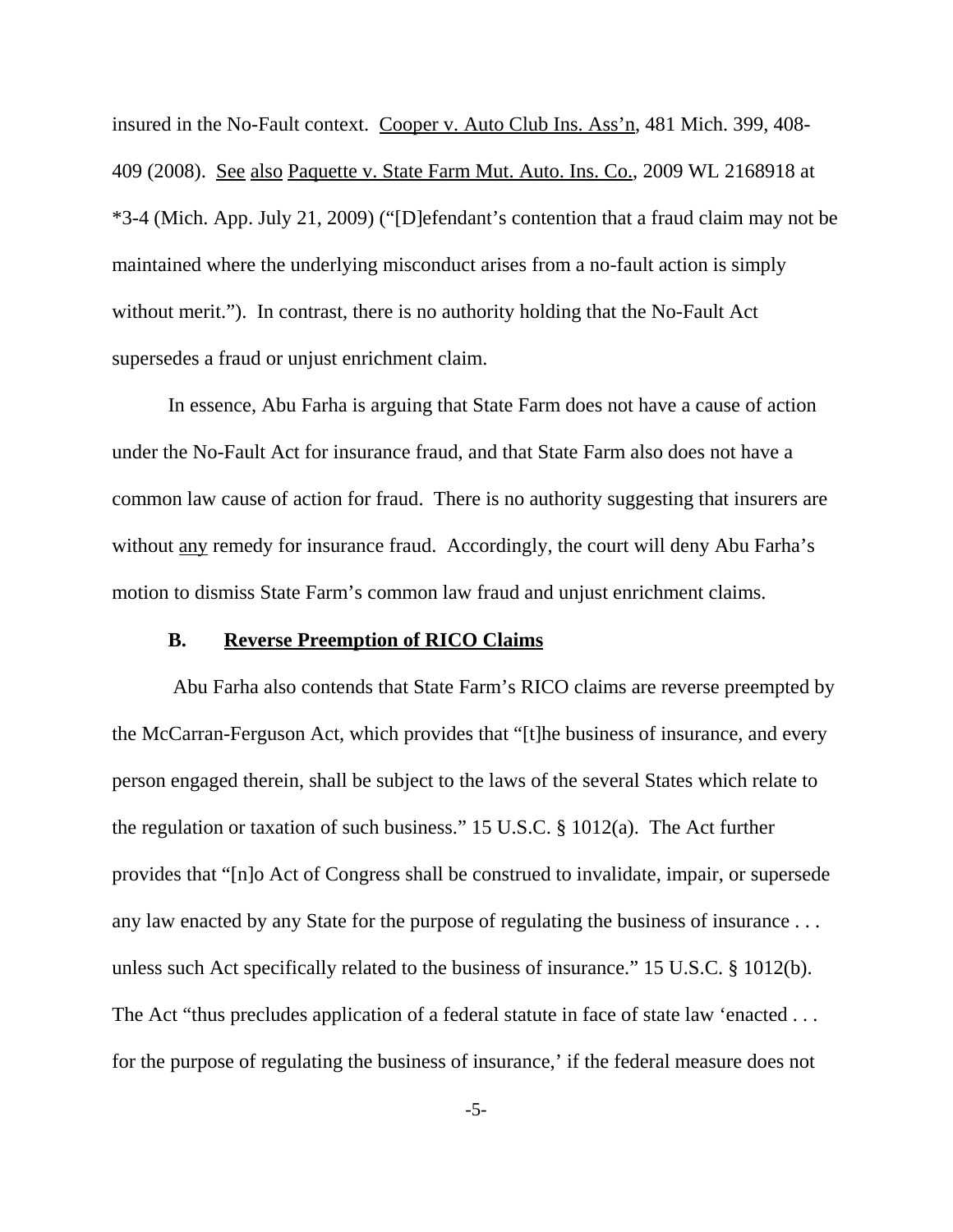insured in the No-Fault context. Cooper v. Auto Club Ins. Ass'n, 481 Mich. 399, 408-409 (2008). See also Paquette v. State Farm Mut. Auto. Ins. Co., 2009 WL 2168918 at *3-4 (Mich. App. July 21, 2009) ("[D]efendant's contention that a fraud claim may not be maintained where the underlying misconduct arises from a no-fault action is simply without merit."). In contrast, there is no authority holding that the No-Fault Act supersedes a fraud or unjust enrichment claim.

In essence, Abu Farha is arguing that State Farm does not have a cause of action under the No-Fault Act for insurance fraud, and that State Farm also does not have a common law cause of action for fraud. There is no authority suggesting that insurers are without any remedy for insurance fraud. Accordingly, the court will deny Abu Farha's motion to dismiss State Farm's common law fraud and unjust enrichment claims.

### B. Reverse Preemption of RICO Claims

Abu Farha also contends that State Farm's RICO claims are reverse preempted by the McCarran-Ferguson Act, which provides that "[t]he business of insurance, and every person engaged therein, shall be subject to the laws of the several States which relate to the regulation or taxation of such business." 15 U.S.C. § 1012(a). The Act further provides that "[n]o Act of Congress shall be construed to invalidate, impair, or supersede any law enacted by any State for the purpose of regulating the business of insurance . . . unless such Act specifically related to the business of insurance." 15 U.S.C. § 1012(b). The Act "thus precludes application of a federal statute in face of state law 'enacted . . . for the purpose of regulating the business of insurance,' if the federal measure does not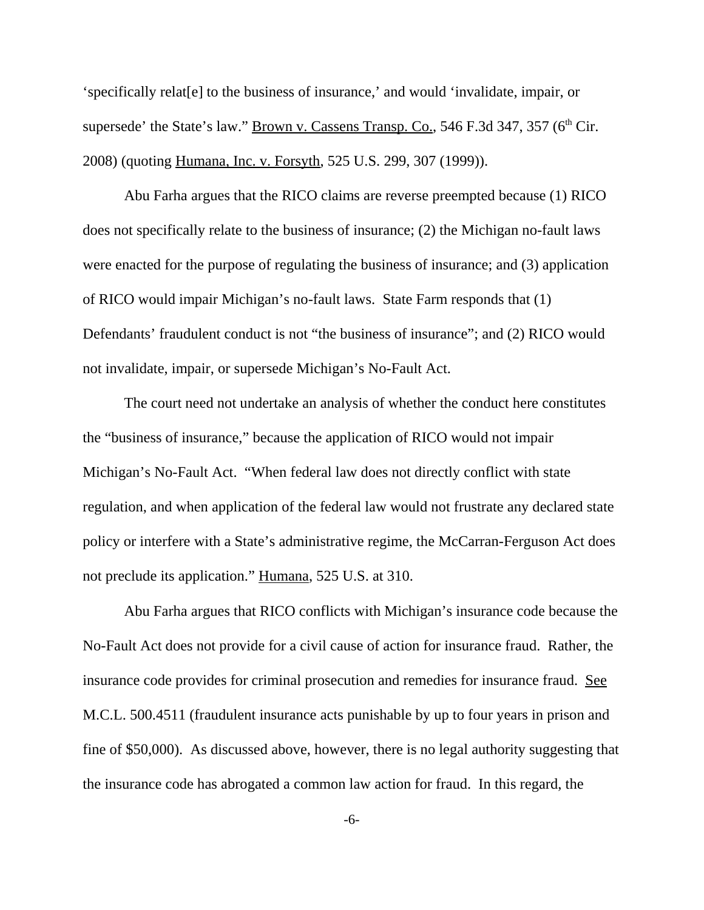'specifically relat[e] to the business of insurance,' and would 'invalidate, impair, or supersede' the State's law." Brown v. Cassens Transp. Co., 546 F.3d 347, 357 (6th Cir. 2008) (quoting Humana, Inc. v. Forsyth, 525 U.S. 299, 307 (1999)).

Abu Farha argues that the RICO claims are reverse preempted because (1) RICO does not specifically relate to the business of insurance; (2) the Michigan no-fault laws were enacted for the purpose of regulating the business of insurance; and (3) application of RICO would impair Michigan's no-fault laws. State Farm responds that (1) Defendants' fraudulent conduct is not "the business of insurance"; and (2) RICO would not invalidate, impair, or supersede Michigan's No-Fault Act.

The court need not undertake an analysis of whether the conduct here constitutes the "business of insurance," because the application of RICO would not impair Michigan's No-Fault Act. "When federal law does not directly conflict with state regulation, and when application of the federal law would not frustrate any declared state policy or interfere with a State's administrative regime, the McCarran-Ferguson Act does not preclude its application." Humana, 525 U.S. at 310.

Abu Farha argues that RICO conflicts with Michigan's insurance code because the No-Fault Act does not provide for a civil cause of action for insurance fraud. Rather, the insurance code provides for criminal prosecution and remedies for insurance fraud. See M.C.L. 500.4511 (fraudulent insurance acts punishable by up to four years in prison and fine of $50,000). As discussed above, however, there is no legal authority suggesting that the insurance code has abrogated a common law action for fraud. In this regard, the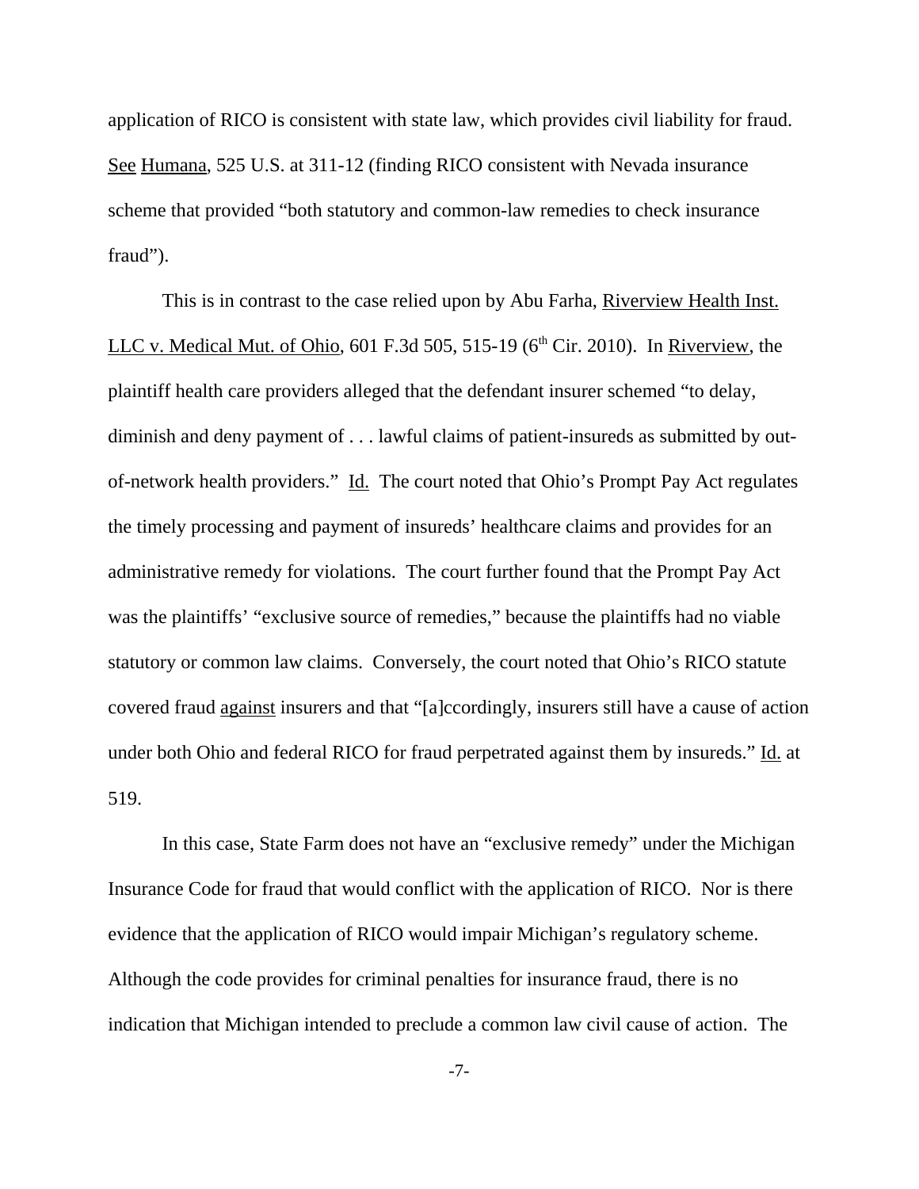application of RICO is consistent with state law, which provides civil liability for fraud. See Humana, 525 U.S. at 311-12 (finding RICO consistent with Nevada insurance scheme that provided "both statutory and common-law remedies to check insurance fraud").

This is in contrast to the case relied upon by Abu Farha, Riverview Health Inst. LLC v. Medical Mut. of Ohio, 601 F.3d 505, 515-19 (6th Cir. 2010). In Riverview, the plaintiff health care providers alleged that the defendant insurer schemed "to delay, diminish and deny payment of . . . lawful claims of patient-insureds as submitted by out-of-network health providers." Id. The court noted that Ohio's Prompt Pay Act regulates the timely processing and payment of insureds' healthcare claims and provides for an administrative remedy for violations. The court further found that the Prompt Pay Act was the plaintiffs' "exclusive source of remedies," because the plaintiffs had no viable statutory or common law claims. Conversely, the court noted that Ohio's RICO statute covered fraud against insurers and that "[a]ccordingly, insurers still have a cause of action under both Ohio and federal RICO for fraud perpetrated against them by insureds." Id. at 519.

In this case, State Farm does not have an "exclusive remedy" under the Michigan Insurance Code for fraud that would conflict with the application of RICO. Nor is there evidence that the application of RICO would impair Michigan's regulatory scheme. Although the code provides for criminal penalties for insurance fraud, there is no indication that Michigan intended to preclude a common law civil cause of action. The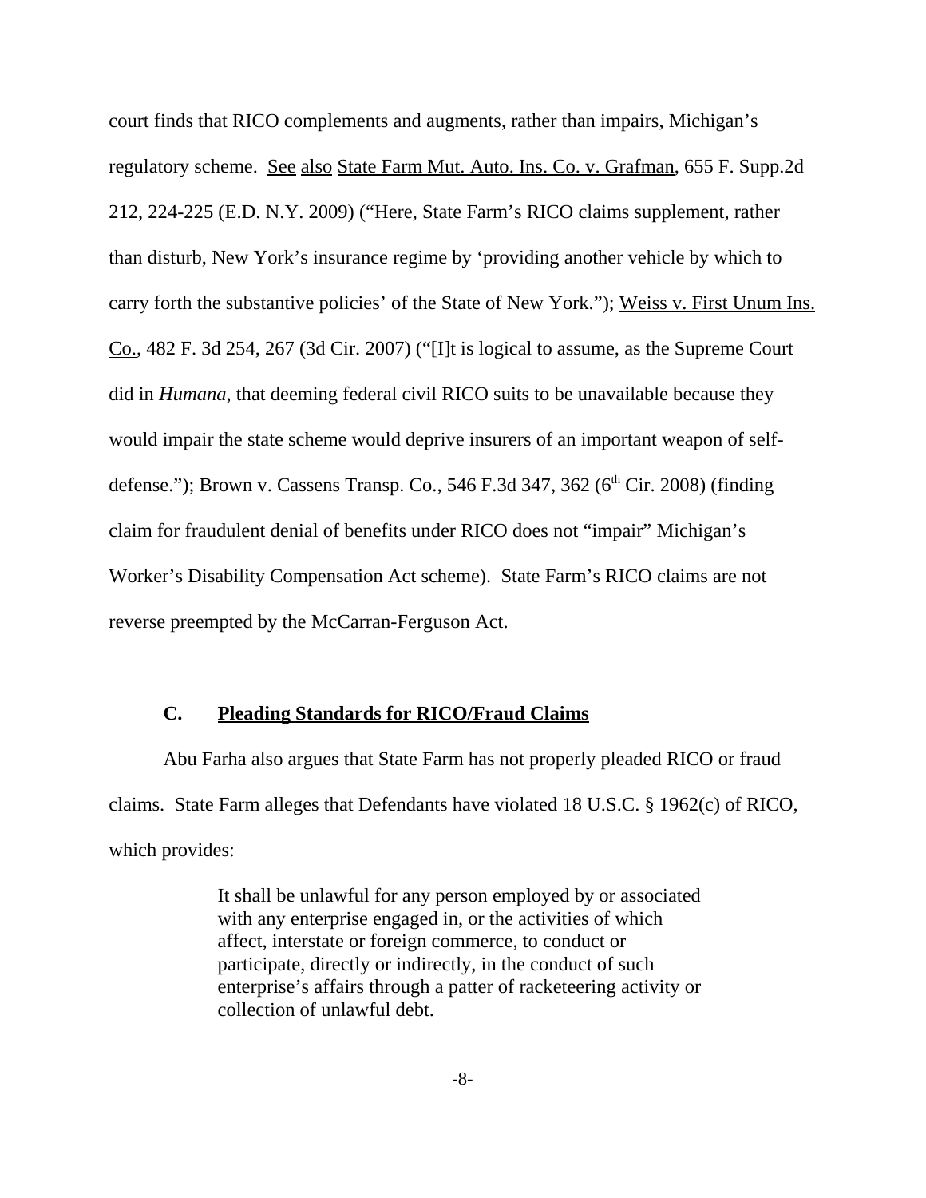court finds that RICO complements and augments, rather than impairs, Michigan's regulatory scheme. See also State Farm Mut. Auto. Ins. Co. v. Grafman, 655 F. Supp.2d 212, 224-225 (E.D. N.Y. 2009) ("Here, State Farm's RICO claims supplement, rather than disturb, New York's insurance regime by 'providing another vehicle by which to carry forth the substantive policies' of the State of New York."); Weiss v. First Unum Ins. Co., 482 F. 3d 254, 267 (3d Cir. 2007) ("[I]t is logical to assume, as the Supreme Court did in *Humana*, that deeming federal civil RICO suits to be unavailable because they would impair the state scheme would deprive insurers of an important weapon of self-defense."); Brown v. Cassens Transp. Co., 546 F.3d 347, 362 (6th Cir. 2008) (finding claim for fraudulent denial of benefits under RICO does not "impair" Michigan's Worker's Disability Compensation Act scheme). State Farm's RICO claims are not reverse preempted by the McCarran-Ferguson Act.

### C. Pleading Standards for RICO/Fraud Claims

Abu Farha also argues that State Farm has not properly pleaded RICO or fraud claims. State Farm alleges that Defendants have violated 18 U.S.C. § 1962(c) of RICO, which provides:

> It shall be unlawful for any person employed by or associated with any enterprise engaged in, or the activities of which affect, interstate or foreign commerce, to conduct or participate, directly or indirectly, in the conduct of such enterprise's affairs through a patter of racketeering activity or collection of unlawful debt.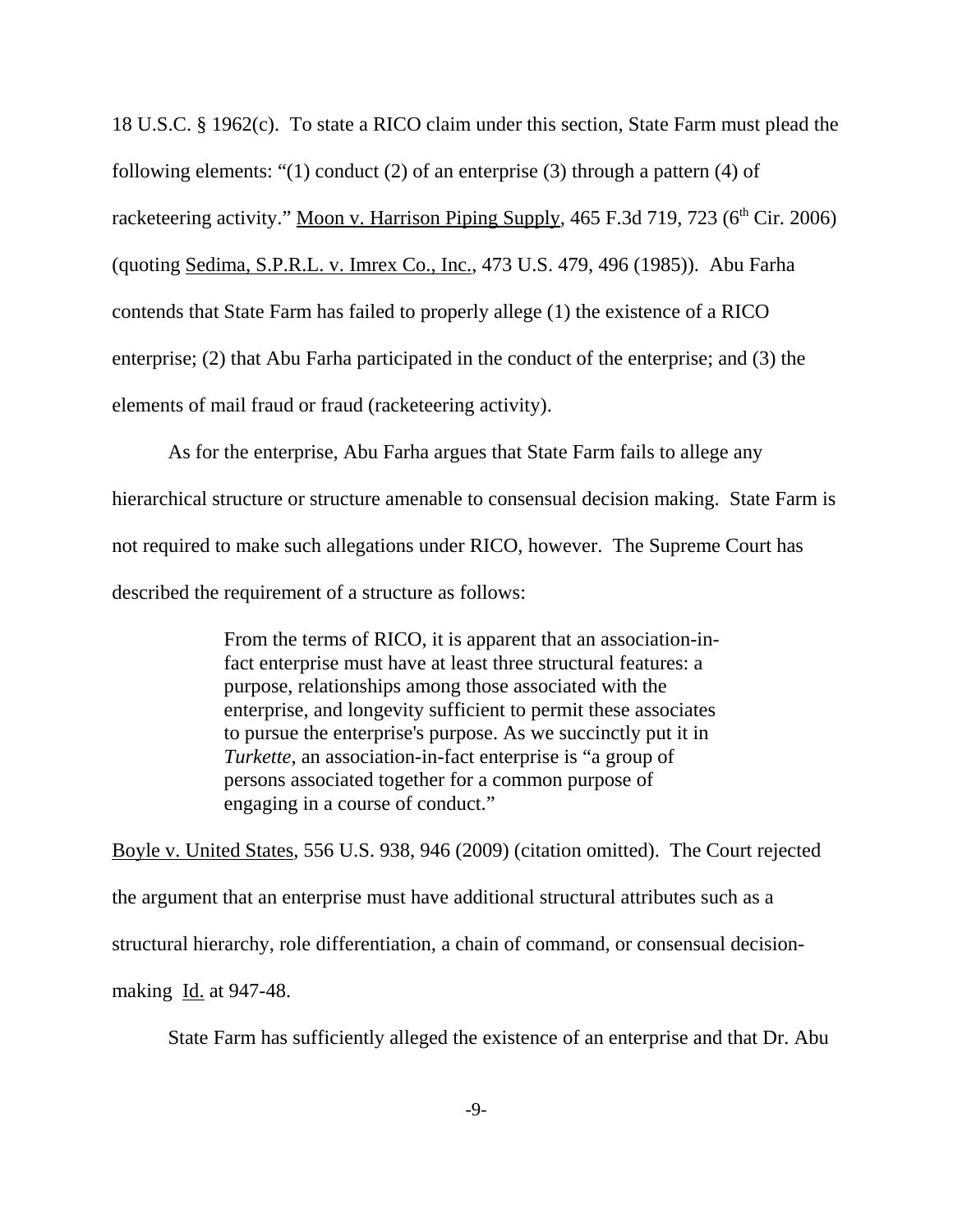18 U.S.C. § 1962(c). To state a RICO claim under this section, State Farm must plead the following elements: "(1) conduct (2) of an enterprise (3) through a pattern (4) of racketeering activity." Moon v. Harrison Piping Supply, 465 F.3d 719, 723 (6th Cir. 2006) (quoting Sedima, S.P.R.L. v. Imrex Co., Inc., 473 U.S. 479, 496 (1985)). Abu Farha contends that State Farm has failed to properly allege (1) the existence of a RICO enterprise; (2) that Abu Farha participated in the conduct of the enterprise; and (3) the elements of mail fraud or fraud (racketeering activity).

As for the enterprise, Abu Farha argues that State Farm fails to allege any hierarchical structure or structure amenable to consensual decision making. State Farm is not required to make such allegations under RICO, however. The Supreme Court has described the requirement of a structure as follows:

> From the terms of RICO, it is apparent that an association-in-fact enterprise must have at least three structural features: a purpose, relationships among those associated with the enterprise, and longevity sufficient to permit these associates to pursue the enterprise's purpose. As we succinctly put it in *Turkette*, an association-in-fact enterprise is "a group of persons associated together for a common purpose of engaging in a course of conduct."

Boyle v. United States, 556 U.S. 938, 946 (2009) (citation omitted). The Court rejected the argument that an enterprise must have additional structural attributes such as a structural hierarchy, role differentiation, a chain of command, or consensual decision-making Id. at 947-48.

State Farm has sufficiently alleged the existence of an enterprise and that Dr. Abu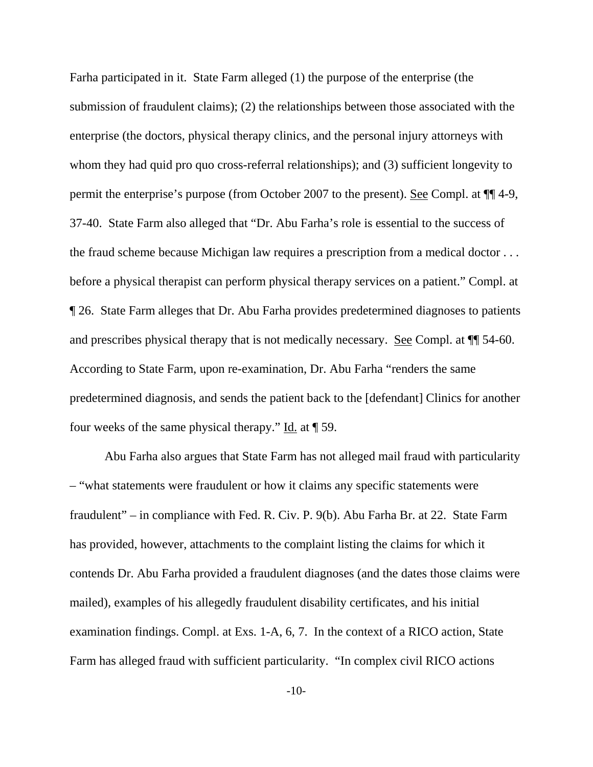Farha participated in it. State Farm alleged (1) the purpose of the enterprise (the submission of fraudulent claims); (2) the relationships between those associated with the enterprise (the doctors, physical therapy clinics, and the personal injury attorneys with whom they had quid pro quo cross-referral relationships); and (3) sufficient longevity to permit the enterprise's purpose (from October 2007 to the present). See Compl. at ¶¶ 4-9, 37-40. State Farm also alleged that "Dr. Abu Farha's role is essential to the success of the fraud scheme because Michigan law requires a prescription from a medical doctor . . . before a physical therapist can perform physical therapy services on a patient." Compl. at ¶ 26. State Farm alleges that Dr. Abu Farha provides predetermined diagnoses to patients and prescribes physical therapy that is not medically necessary. See Compl. at ¶¶ 54-60. According to State Farm, upon re-examination, Dr. Abu Farha "renders the same predetermined diagnosis, and sends the patient back to the [defendant] Clinics for another four weeks of the same physical therapy." Id. at ¶ 59.

Abu Farha also argues that State Farm has not alleged mail fraud with particularity – "what statements were fraudulent or how it claims any specific statements were fraudulent" – in compliance with Fed. R. Civ. P. 9(b). Abu Farha Br. at 22. State Farm has provided, however, attachments to the complaint listing the claims for which it contends Dr. Abu Farha provided a fraudulent diagnoses (and the dates those claims were mailed), examples of his allegedly fraudulent disability certificates, and his initial examination findings. Compl. at Exs. 1-A, 6, 7. In the context of a RICO action, State Farm has alleged fraud with sufficient particularity. "In complex civil RICO actions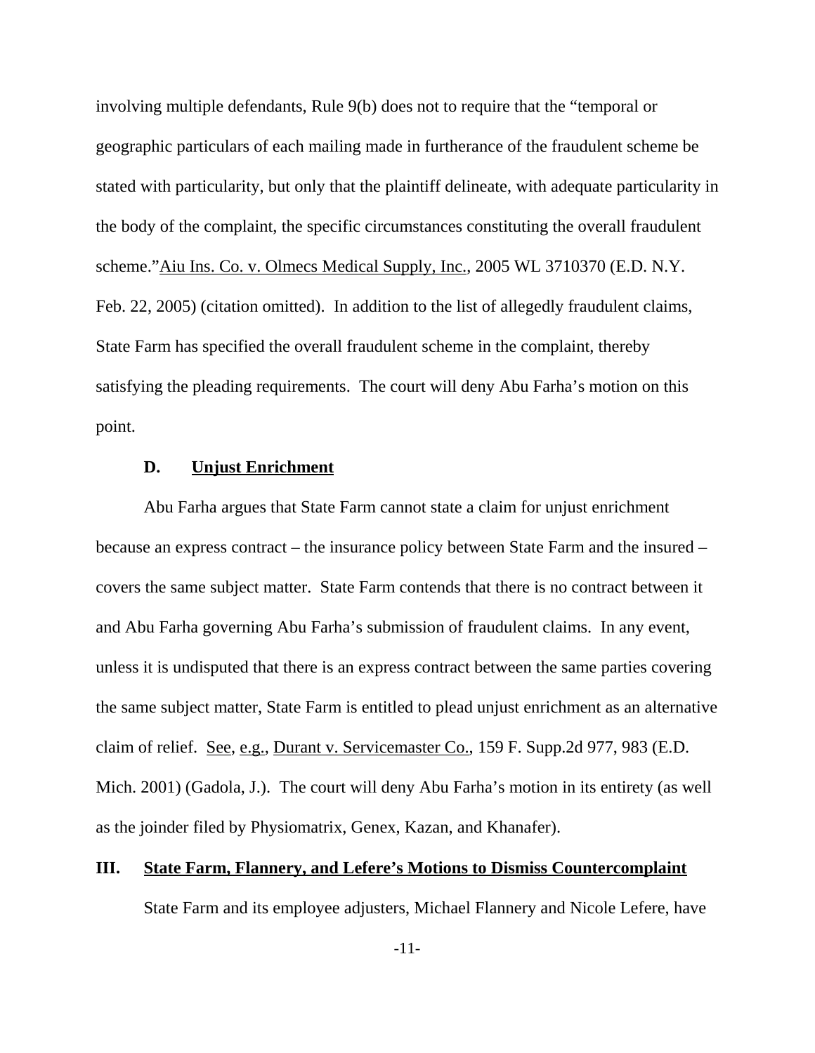involving multiple defendants, Rule 9(b) does not to require that the "temporal or geographic particulars of each mailing made in furtherance of the fraudulent scheme be stated with particularity, but only that the plaintiff delineate, with adequate particularity in the body of the complaint, the specific circumstances constituting the overall fraudulent scheme."Aiu Ins. Co. v. Olmecs Medical Supply, Inc., 2005 WL 3710370 (E.D. N.Y. Feb. 22, 2005) (citation omitted). In addition to the list of allegedly fraudulent claims, State Farm has specified the overall fraudulent scheme in the complaint, thereby satisfying the pleading requirements. The court will deny Abu Farha's motion on this point.

### D. Unjust Enrichment

Abu Farha argues that State Farm cannot state a claim for unjust enrichment because an express contract – the insurance policy between State Farm and the insured – covers the same subject matter. State Farm contends that there is no contract between it and Abu Farha governing Abu Farha's submission of fraudulent claims. In any event, unless it is undisputed that there is an express contract between the same parties covering the same subject matter, State Farm is entitled to plead unjust enrichment as an alternative claim of relief. See, e.g., Durant v. Servicemaster Co., 159 F. Supp.2d 977, 983 (E.D. Mich. 2001) (Gadola, J.). The court will deny Abu Farha's motion in its entirety (as well as the joinder filed by Physiomatrix, Genex, Kazan, and Khanafer).

## III. State Farm, Flannery, and Lefere's Motions to Dismiss Countercomplaint

State Farm and its employee adjusters, Michael Flannery and Nicole Lefere, have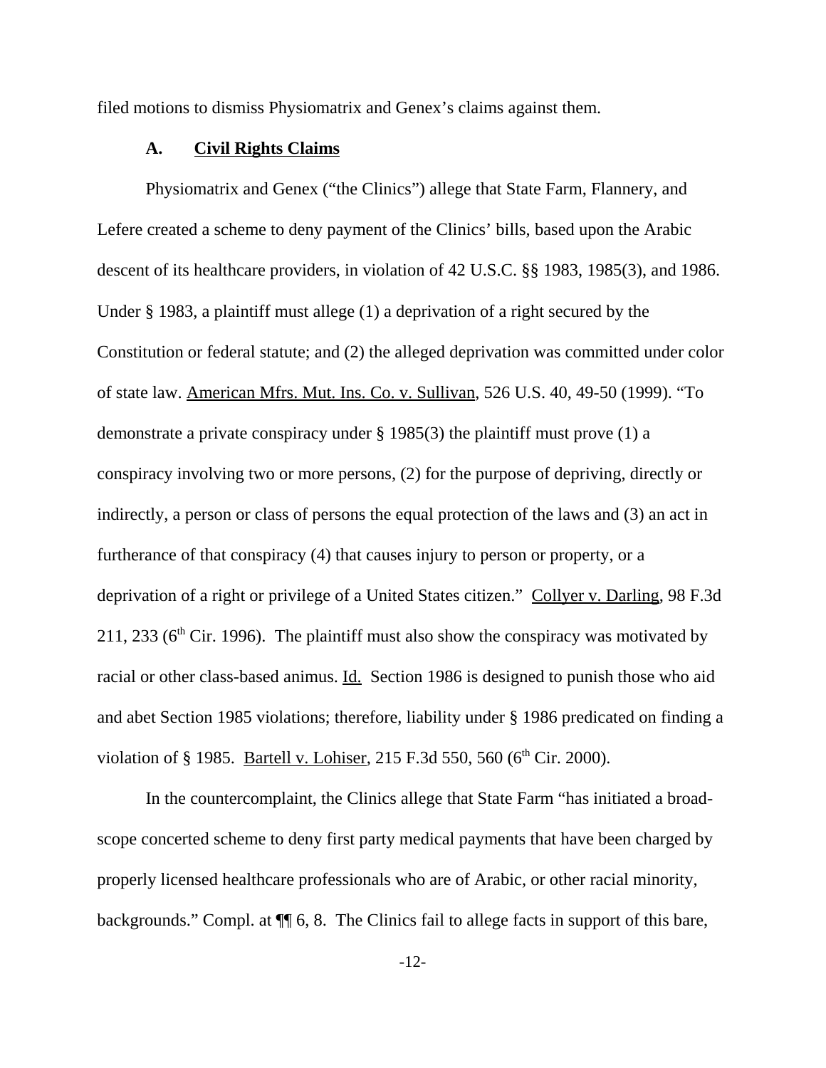filed motions to dismiss Physiomatrix and Genex's claims against them.

### A. <u>Civil Rights Claims</u>

Physiomatrix and Genex ("the Clinics") allege that State Farm, Flannery, and Lefere created a scheme to deny payment of the Clinics' bills, based upon the Arabic descent of its healthcare providers, in violation of 42 U.S.C. §§ 1983, 1985(3), and 1986. Under § 1983, a plaintiff must allege (1) a deprivation of a right secured by the Constitution or federal statute; and (2) the alleged deprivation was committed under color of state law. <u>American Mfrs. Mut. Ins. Co. v. Sullivan</u>, 526 U.S. 40, 49-50 (1999). "To demonstrate a private conspiracy under § 1985(3) the plaintiff must prove (1) a conspiracy involving two or more persons, (2) for the purpose of depriving, directly or indirectly, a person or class of persons the equal protection of the laws and (3) an act in furtherance of that conspiracy (4) that causes injury to person or property, or a deprivation of a right or privilege of a United States citizen." <u>Collyer v. Darling</u>, 98 F.3d 211, 233 (6th Cir. 1996). The plaintiff must also show the conspiracy was motivated by racial or other class-based animus. <u>Id.</u> Section 1986 is designed to punish those who aid and abet Section 1985 violations; therefore, liability under § 1986 predicated on finding a violation of § 1985. <u>Bartell v. Lohiser</u>, 215 F.3d 550, 560 (6th Cir. 2000).

In the countercomplaint, the Clinics allege that State Farm "has initiated a broad-scope concerted scheme to deny first party medical payments that have been charged by properly licensed healthcare professionals who are of Arabic, or other racial minority, backgrounds." Compl. at ¶¶ 6, 8. The Clinics fail to allege facts in support of this bare,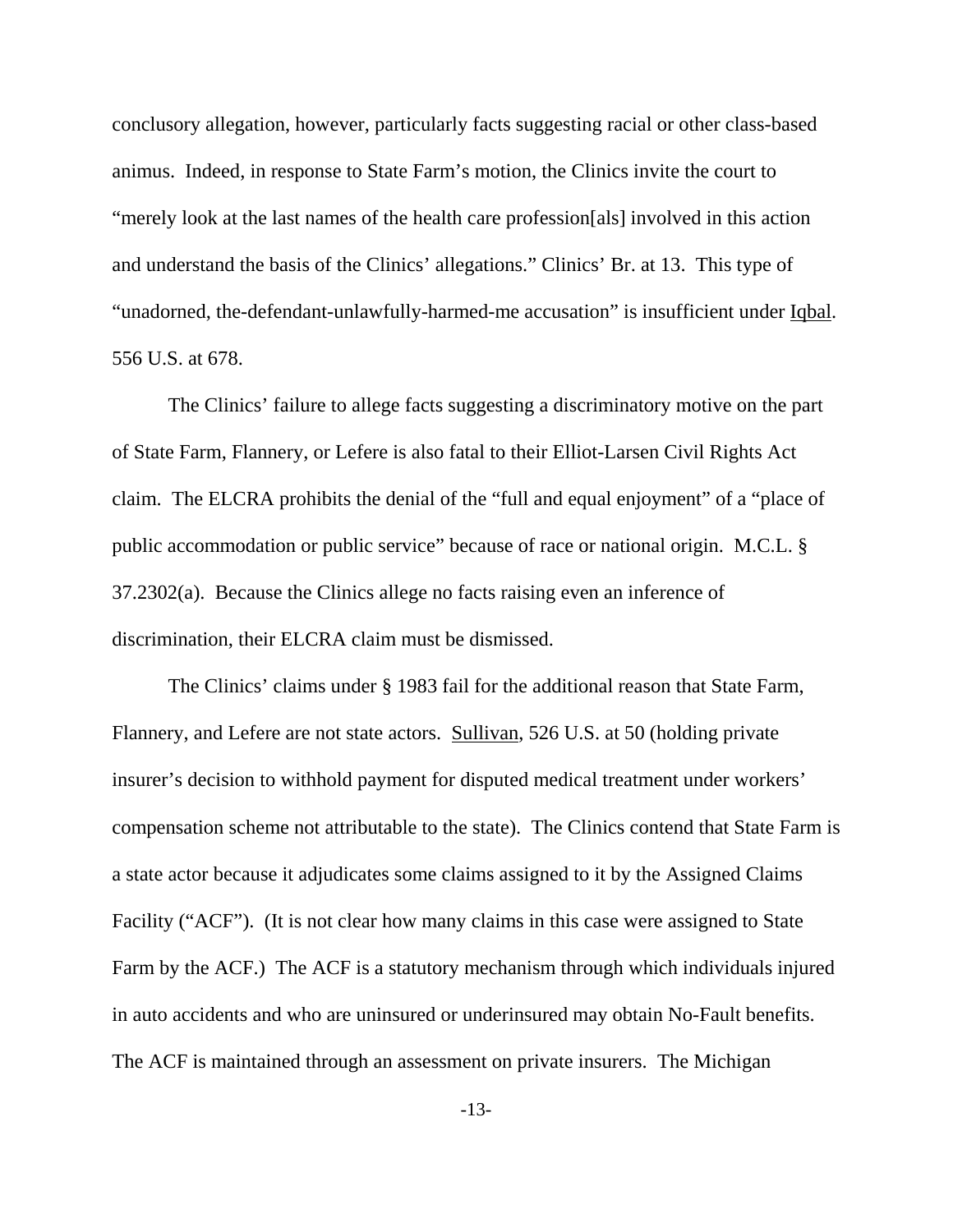conclusory allegation, however, particularly facts suggesting racial or other class-based animus. Indeed, in response to State Farm's motion, the Clinics invite the court to "merely look at the last names of the health care profession[als] involved in this action and understand the basis of the Clinics' allegations." Clinics' Br. at 13. This type of "unadorned, the-defendant-unlawfully-harmed-me accusation" is insufficient under Iqbal. 556 U.S. at 678.

The Clinics' failure to allege facts suggesting a discriminatory motive on the part of State Farm, Flannery, or Lefere is also fatal to their Elliot-Larsen Civil Rights Act claim. The ELCRA prohibits the denial of the "full and equal enjoyment" of a "place of public accommodation or public service" because of race or national origin. M.C.L. § 37.2302(a). Because the Clinics allege no facts raising even an inference of discrimination, their ELCRA claim must be dismissed.

The Clinics' claims under § 1983 fail for the additional reason that State Farm, Flannery, and Lefere are not state actors. Sullivan, 526 U.S. at 50 (holding private insurer's decision to withhold payment for disputed medical treatment under workers' compensation scheme not attributable to the state). The Clinics contend that State Farm is a state actor because it adjudicates some claims assigned to it by the Assigned Claims Facility ("ACF"). (It is not clear how many claims in this case were assigned to State Farm by the ACF.) The ACF is a statutory mechanism through which individuals injured in auto accidents and who are uninsured or underinsured may obtain No-Fault benefits. The ACF is maintained through an assessment on private insurers. The Michigan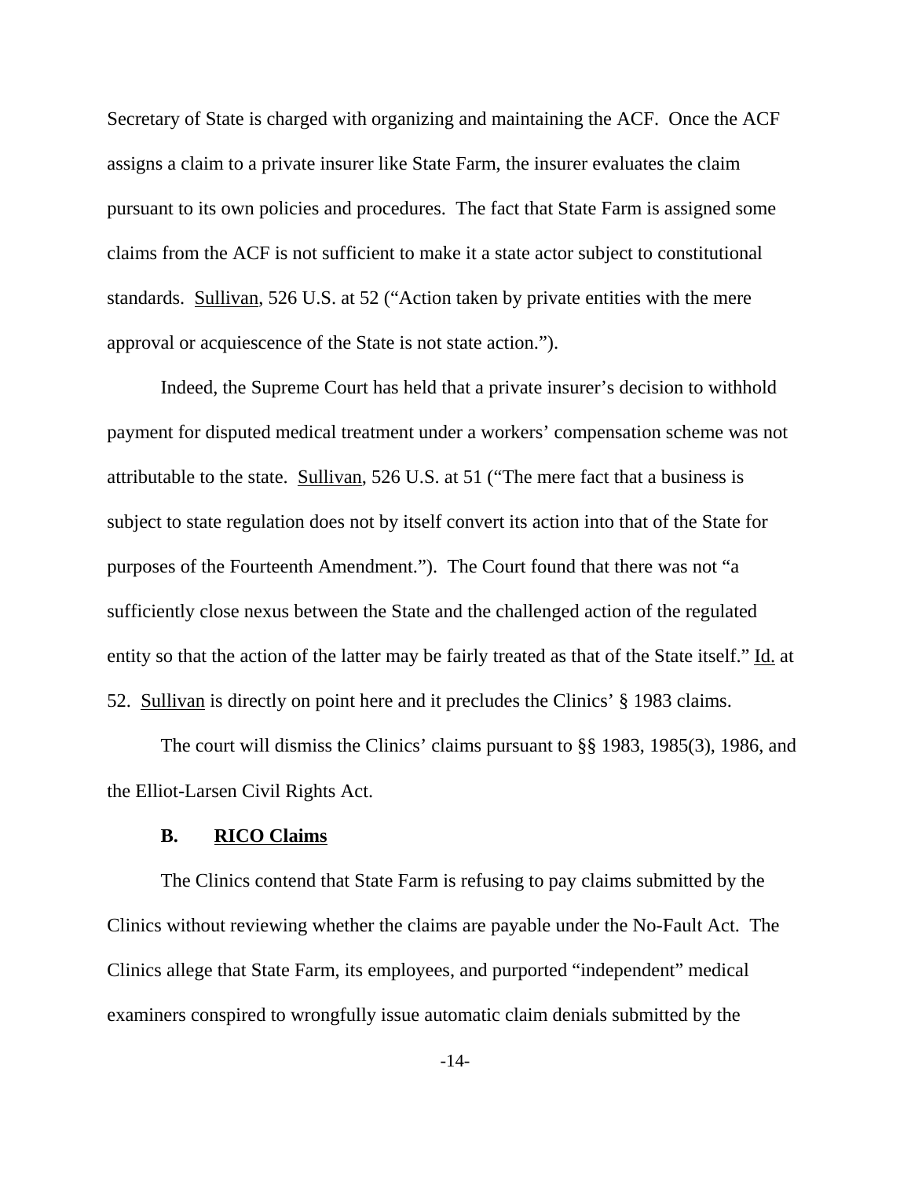Secretary of State is charged with organizing and maintaining the ACF. Once the ACF assigns a claim to a private insurer like State Farm, the insurer evaluates the claim pursuant to its own policies and procedures. The fact that State Farm is assigned some claims from the ACF is not sufficient to make it a state actor subject to constitutional standards. Sullivan, 526 U.S. at 52 ("Action taken by private entities with the mere approval or acquiescence of the State is not state action.").

Indeed, the Supreme Court has held that a private insurer's decision to withhold payment for disputed medical treatment under a workers' compensation scheme was not attributable to the state. Sullivan, 526 U.S. at 51 ("The mere fact that a business is subject to state regulation does not by itself convert its action into that of the State for purposes of the Fourteenth Amendment."). The Court found that there was not "a sufficiently close nexus between the State and the challenged action of the regulated entity so that the action of the latter may be fairly treated as that of the State itself." Id. at 52. Sullivan is directly on point here and it precludes the Clinics' § 1983 claims.

The court will dismiss the Clinics' claims pursuant to §§ 1983, 1985(3), 1986, and the Elliot-Larsen Civil Rights Act.

### B. RICO Claims

The Clinics contend that State Farm is refusing to pay claims submitted by the Clinics without reviewing whether the claims are payable under the No-Fault Act. The Clinics allege that State Farm, its employees, and purported "independent" medical examiners conspired to wrongfully issue automatic claim denials submitted by the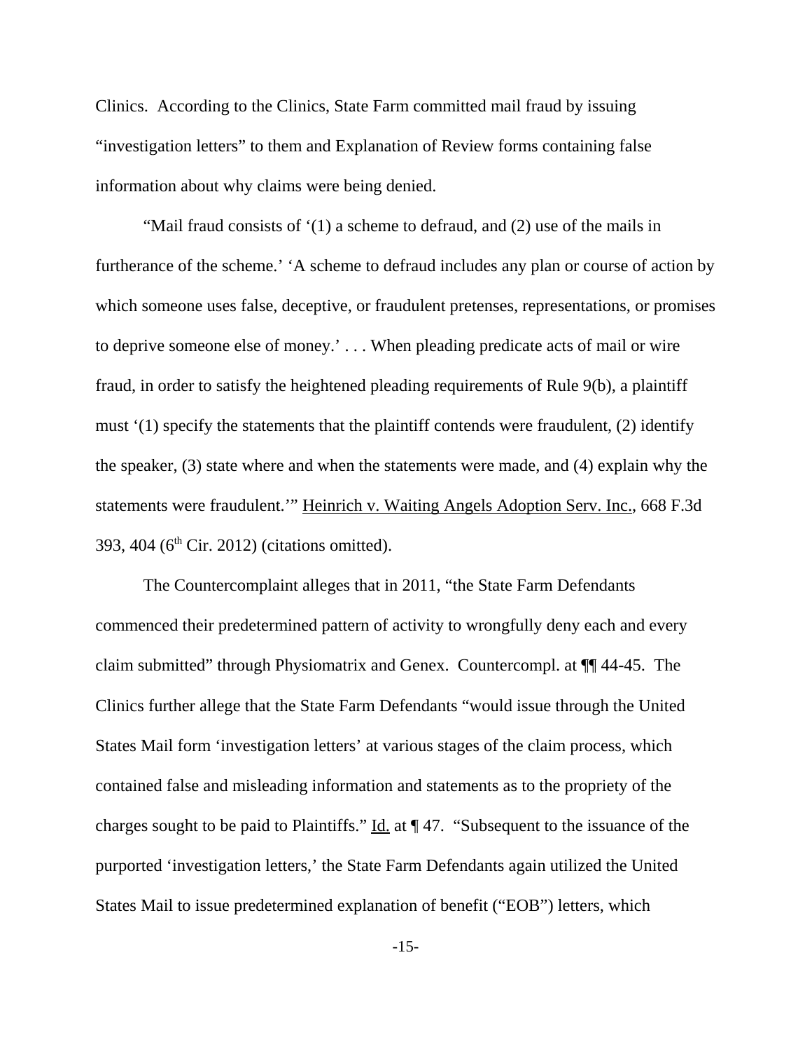Clinics. According to the Clinics, State Farm committed mail fraud by issuing "investigation letters" to them and Explanation of Review forms containing false information about why claims were being denied.

"Mail fraud consists of '(1) a scheme to defraud, and (2) use of the mails in furtherance of the scheme.' 'A scheme to defraud includes any plan or course of action by which someone uses false, deceptive, or fraudulent pretenses, representations, or promises to deprive someone else of money.' . . . When pleading predicate acts of mail or wire fraud, in order to satisfy the heightened pleading requirements of Rule 9(b), a plaintiff must '(1) specify the statements that the plaintiff contends were fraudulent, (2) identify the speaker, (3) state where and when the statements were made, and (4) explain why the statements were fraudulent.'" Heinrich v. Waiting Angels Adoption Serv. Inc., 668 F.3d 393, 404 (6th Cir. 2012) (citations omitted).

The Countercomplaint alleges that in 2011, "the State Farm Defendants commenced their predetermined pattern of activity to wrongfully deny each and every claim submitted" through Physiomatrix and Genex. Countercompl. at ¶¶ 44-45. The Clinics further allege that the State Farm Defendants "would issue through the United States Mail form 'investigation letters' at various stages of the claim process, which contained false and misleading information and statements as to the propriety of the charges sought to be paid to Plaintiffs." Id. at ¶ 47. "Subsequent to the issuance of the purported 'investigation letters,' the State Farm Defendants again utilized the United States Mail to issue predetermined explanation of benefit ("EOB") letters, which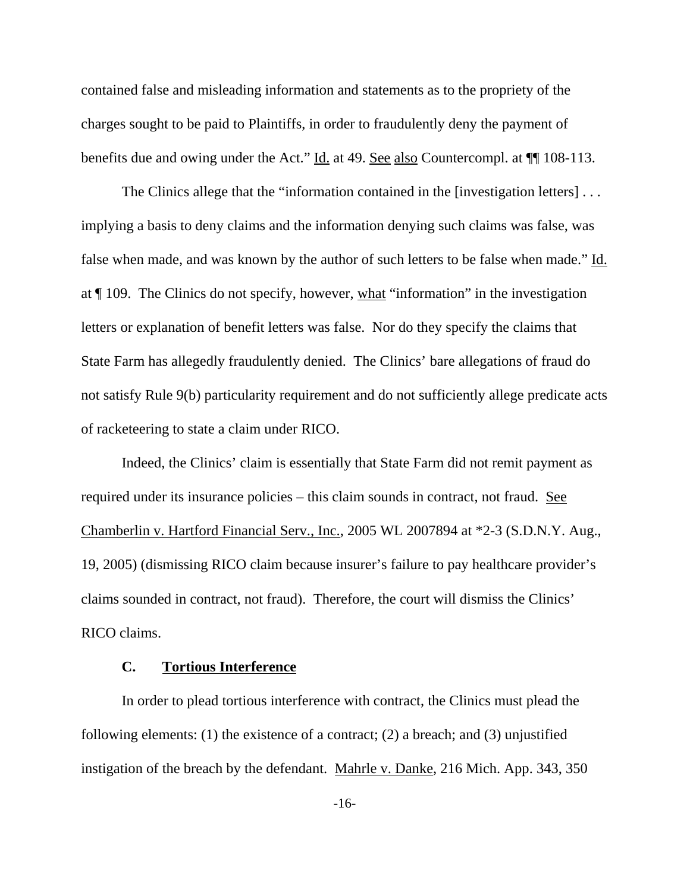contained false and misleading information and statements as to the propriety of the charges sought to be paid to Plaintiffs, in order to fraudulently deny the payment of benefits due and owing under the Act." Id. at 49. See also Countercompl. at ¶¶ 108-113.

The Clinics allege that the "information contained in the [investigation letters] . . . implying a basis to deny claims and the information denying such claims was false, was false when made, and was known by the author of such letters to be false when made." Id. at ¶ 109. The Clinics do not specify, however, what "information" in the investigation letters or explanation of benefit letters was false. Nor do they specify the claims that State Farm has allegedly fraudulently denied. The Clinics' bare allegations of fraud do not satisfy Rule 9(b) particularity requirement and do not sufficiently allege predicate acts of racketeering to state a claim under RICO.

Indeed, the Clinics' claim is essentially that State Farm did not remit payment as required under its insurance policies – this claim sounds in contract, not fraud. See Chamberlin v. Hartford Financial Serv., Inc., 2005 WL 2007894 at *2-3 (S.D.N.Y. Aug., 19, 2005) (dismissing RICO claim because insurer's failure to pay healthcare provider's claims sounded in contract, not fraud). Therefore, the court will dismiss the Clinics' RICO claims.

### C. Tortious Interference

In order to plead tortious interference with contract, the Clinics must plead the following elements: (1) the existence of a contract; (2) a breach; and (3) unjustified instigation of the breach by the defendant. Mahrle v. Danke, 216 Mich. App. 343, 350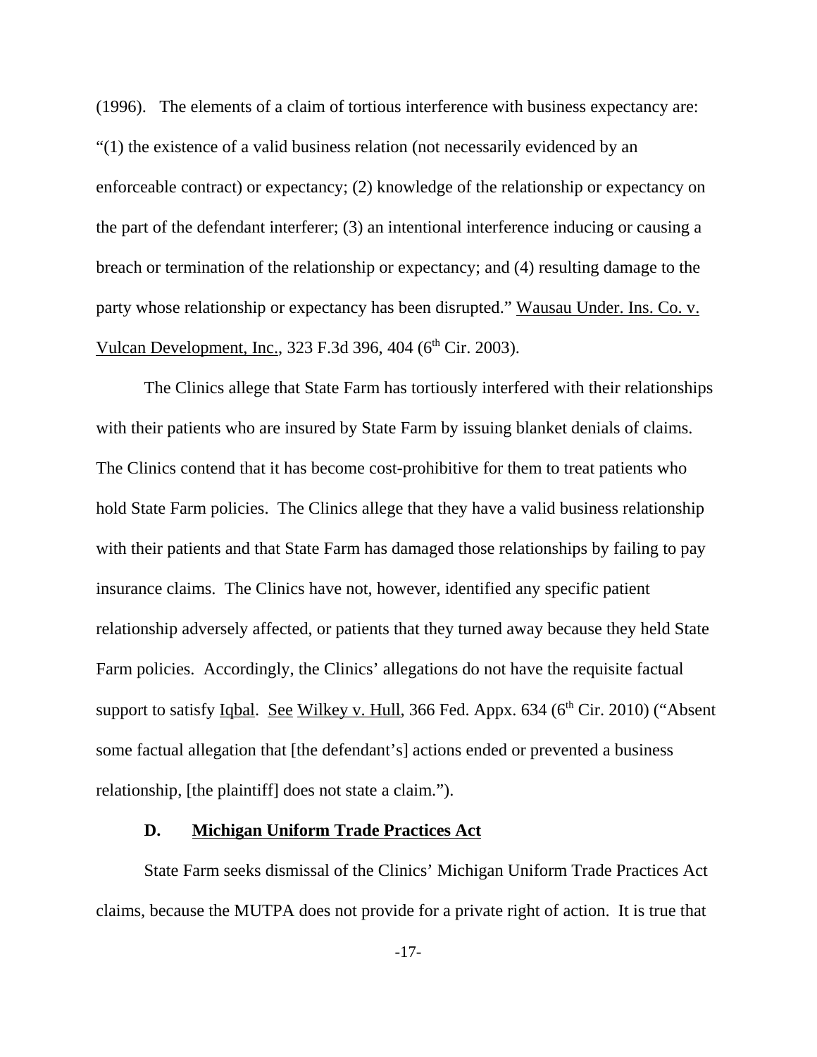(1996). The elements of a claim of tortious interference with business expectancy are: "(1) the existence of a valid business relation (not necessarily evidenced by an enforceable contract) or expectancy; (2) knowledge of the relationship or expectancy on the part of the defendant interferer; (3) an intentional interference inducing or causing a breach or termination of the relationship or expectancy; and (4) resulting damage to the party whose relationship or expectancy has been disrupted." Wausau Under. Ins. Co. v. Vulcan Development, Inc., 323 F.3d 396, 404 (6th Cir. 2003).

The Clinics allege that State Farm has tortiously interfered with their relationships with their patients who are insured by State Farm by issuing blanket denials of claims. The Clinics contend that it has become cost-prohibitive for them to treat patients who hold State Farm policies. The Clinics allege that they have a valid business relationship with their patients and that State Farm has damaged those relationships by failing to pay insurance claims. The Clinics have not, however, identified any specific patient relationship adversely affected, or patients that they turned away because they held State Farm policies. Accordingly, the Clinics' allegations do not have the requisite factual support to satisfy Iqbal. See Wilkey v. Hull, 366 Fed. Appx. 634 (6th Cir. 2010) ("Absent some factual allegation that [the defendant's] actions ended or prevented a business relationship, [the plaintiff] does not state a claim.").

### D. Michigan Uniform Trade Practices Act

State Farm seeks dismissal of the Clinics' Michigan Uniform Trade Practices Act claims, because the MUTPA does not provide for a private right of action. It is true that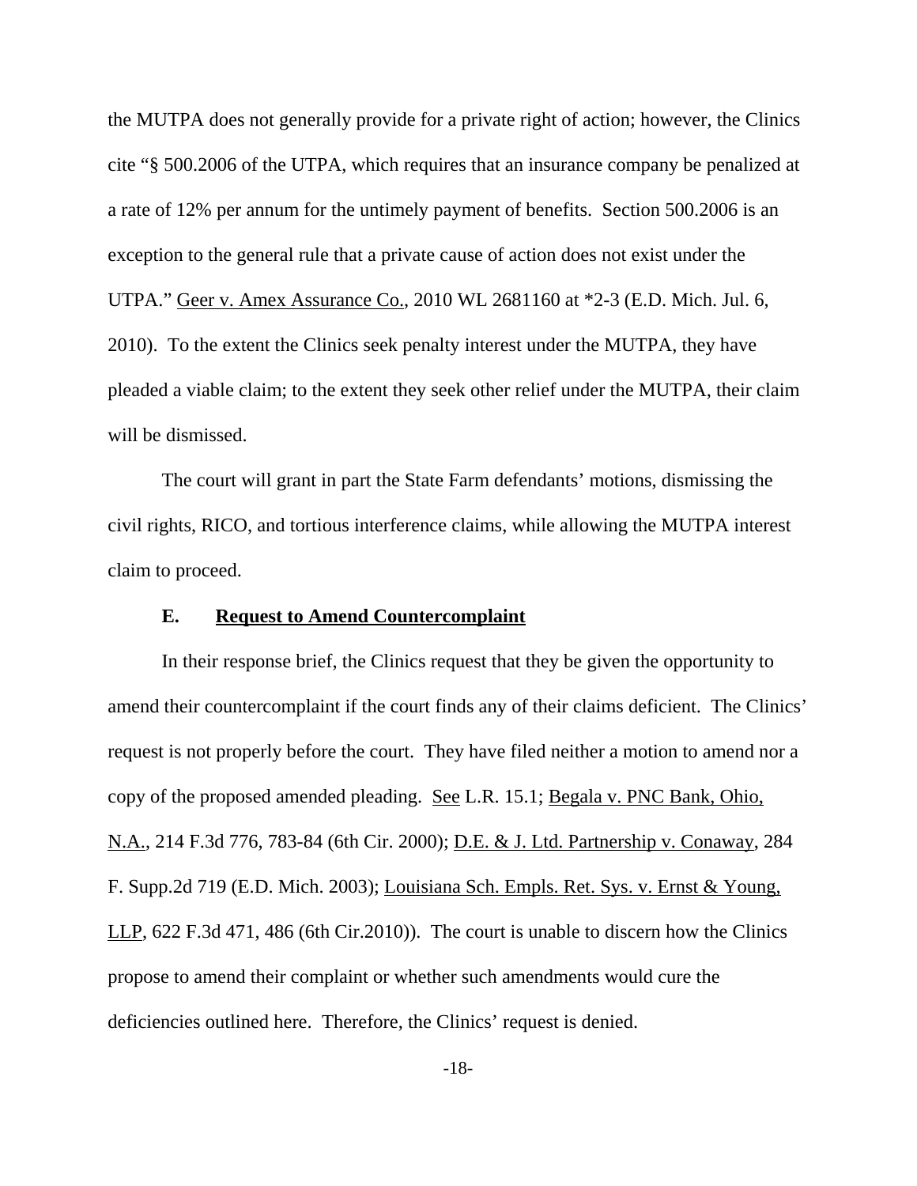the MUTPA does not generally provide for a private right of action; however, the Clinics cite "§ 500.2006 of the UTPA, which requires that an insurance company be penalized at a rate of 12% per annum for the untimely payment of benefits. Section 500.2006 is an exception to the general rule that a private cause of action does not exist under the UTPA." Geer v. Amex Assurance Co., 2010 WL 2681160 at *2-3 (E.D. Mich. Jul. 6, 2010). To the extent the Clinics seek penalty interest under the MUTPA, they have pleaded a viable claim; to the extent they seek other relief under the MUTPA, their claim will be dismissed.

The court will grant in part the State Farm defendants' motions, dismissing the civil rights, RICO, and tortious interference claims, while allowing the MUTPA interest claim to proceed.

### E. Request to Amend Countercomplaint

In their response brief, the Clinics request that they be given the opportunity to amend their countercomplaint if the court finds any of their claims deficient. The Clinics' request is not properly before the court. They have filed neither a motion to amend nor a copy of the proposed amended pleading. See L.R. 15.1; Begala v. PNC Bank, Ohio, N.A., 214 F.3d 776, 783-84 (6th Cir. 2000); D.E. & J. Ltd. Partnership v. Conaway, 284 F. Supp.2d 719 (E.D. Mich. 2003); Louisiana Sch. Empls. Ret. Sys. v. Ernst & Young, LLP, 622 F.3d 471, 486 (6th Cir.2010)). The court is unable to discern how the Clinics propose to amend their complaint or whether such amendments would cure the deficiencies outlined here. Therefore, the Clinics' request is denied.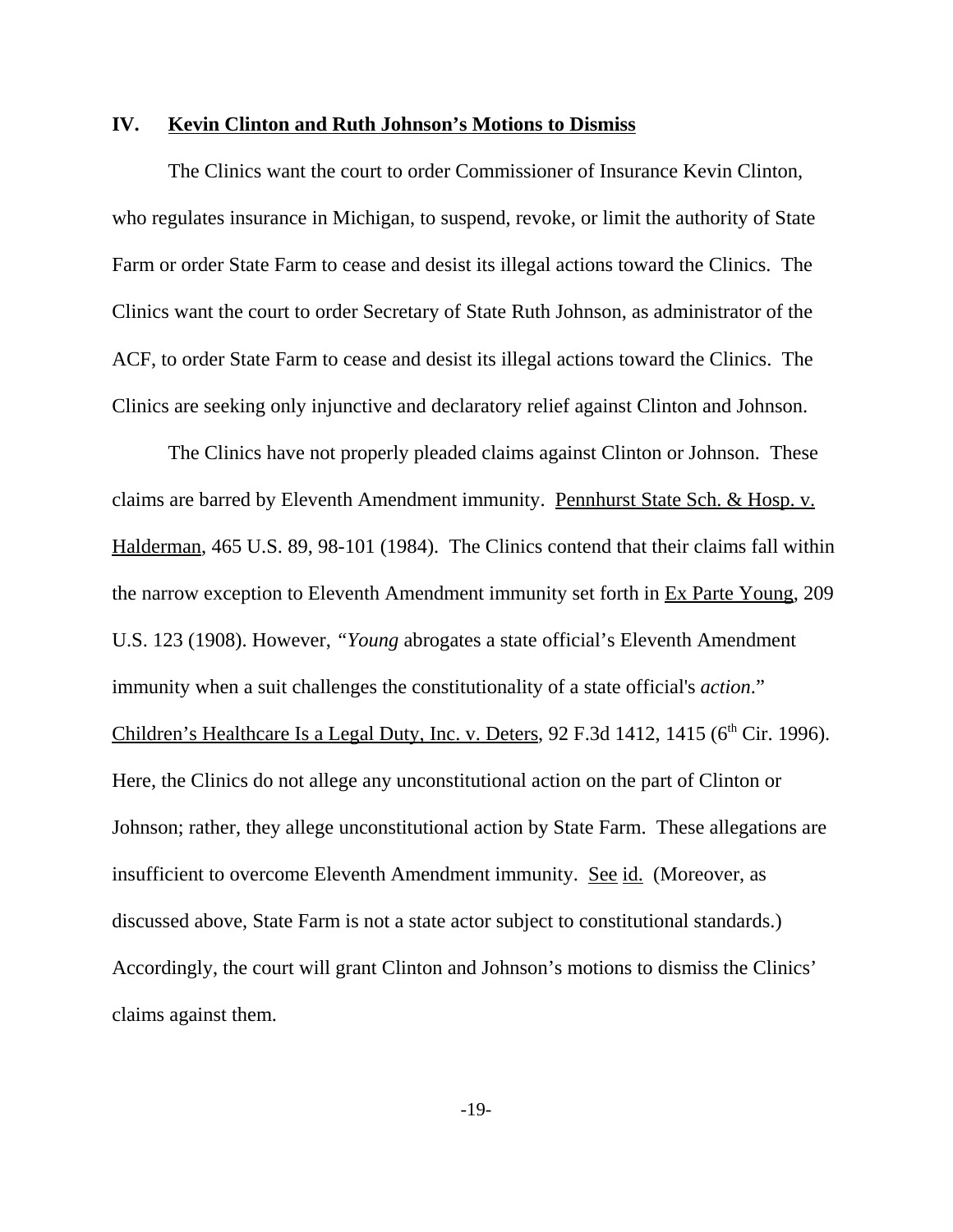## IV. **Kevin Clinton and Ruth Johnson's Motions to Dismiss**

The Clinics want the court to order Commissioner of Insurance Kevin Clinton, who regulates insurance in Michigan, to suspend, revoke, or limit the authority of State Farm or order State Farm to cease and desist its illegal actions toward the Clinics. The Clinics want the court to order Secretary of State Ruth Johnson, as administrator of the ACF, to order State Farm to cease and desist its illegal actions toward the Clinics. The Clinics are seeking only injunctive and declaratory relief against Clinton and Johnson.

The Clinics have not properly pleaded claims against Clinton or Johnson. These claims are barred by Eleventh Amendment immunity. Pennhurst State Sch. & Hosp. v. Halderman, 465 U.S. 89, 98-101 (1984). The Clinics contend that their claims fall within the narrow exception to Eleventh Amendment immunity set forth in Ex Parte Young, 209 U.S. 123 (1908). However, "*Young* abrogates a state official's Eleventh Amendment immunity when a suit challenges the constitutionality of a state official's *action*." Children's Healthcare Is a Legal Duty, Inc. v. Deters, 92 F.3d 1412, 1415 (6th Cir. 1996). Here, the Clinics do not allege any unconstitutional action on the part of Clinton or Johnson; rather, they allege unconstitutional action by State Farm. These allegations are insufficient to overcome Eleventh Amendment immunity. See id. (Moreover, as discussed above, State Farm is not a state actor subject to constitutional standards.) Accordingly, the court will grant Clinton and Johnson's motions to dismiss the Clinics' claims against them.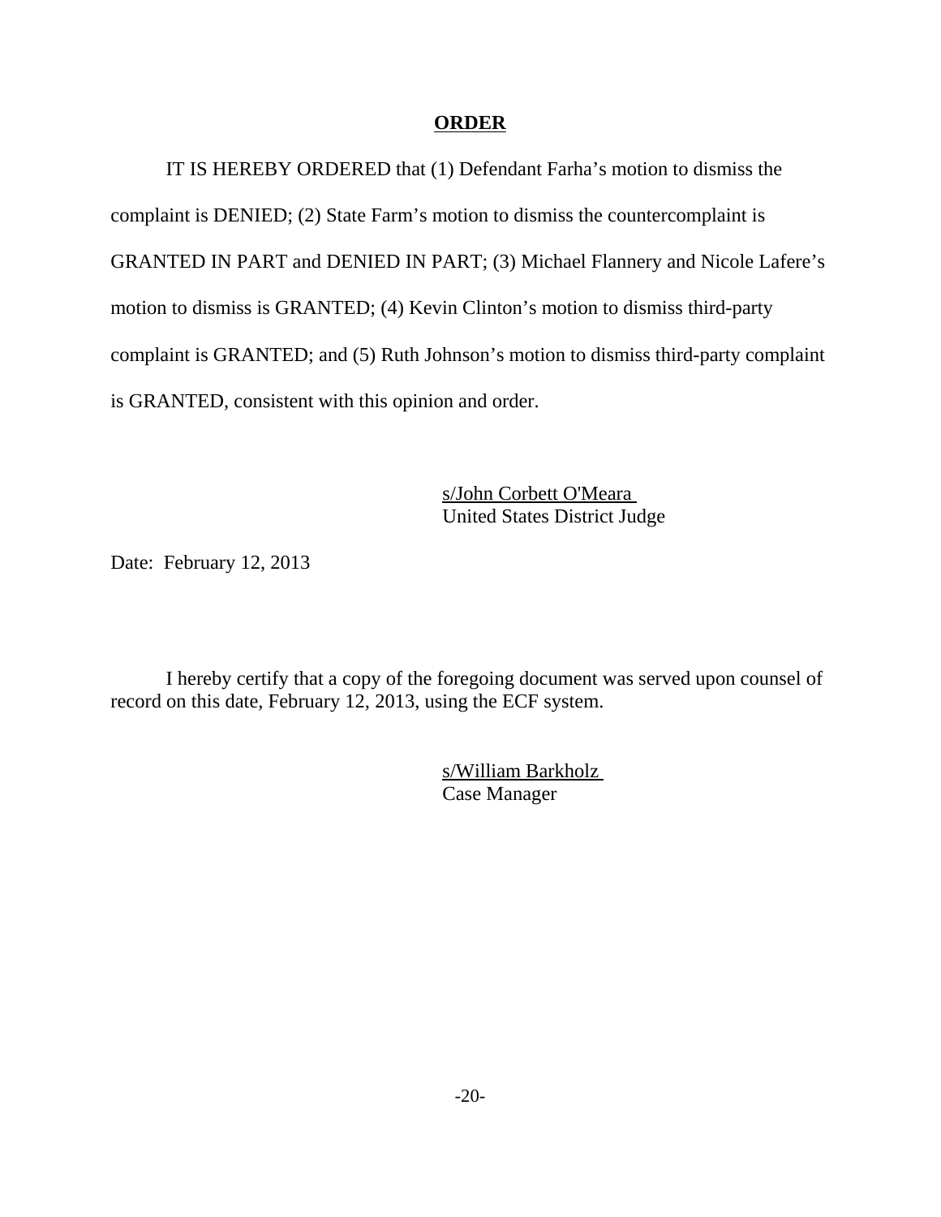## ORDER

IT IS HEREBY ORDERED that (1) Defendant Farha's motion to dismiss the complaint is DENIED; (2) State Farm's motion to dismiss the countercomplaint is GRANTED IN PART and DENIED IN PART; (3) Michael Flannery and Nicole Lafere's motion to dismiss is GRANTED; (4) Kevin Clinton's motion to dismiss third-party complaint is GRANTED; and (5) Ruth Johnson's motion to dismiss third-party complaint is GRANTED, consistent with this opinion and order.

s/John Corbett O'Meara
United States District Judge

Date: February 12, 2013

I hereby certify that a copy of the foregoing document was served upon counsel of record on this date, February 12, 2013, using the ECF system.

s/William Barkholz
Case Manager